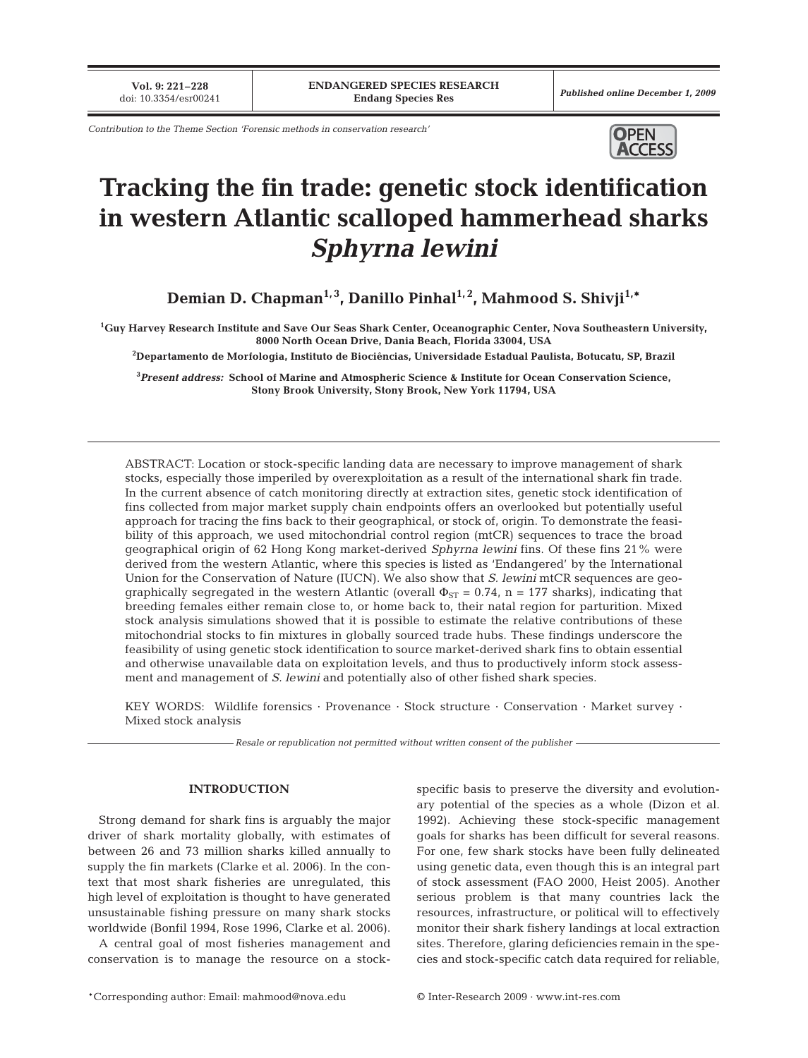Contribution to the Theme Section 'Forensic methods in conservation research'

# Tracking the fin trade: genetic stock identification in western Atlantic scalloped hammerhead sharks *Sphyrna lewini*

**Demian D. Chapman[1,3], Danillo Pinhal[1,2], Mahmood S. Shivji[1,*]**

[1]Guy Harvey Research Institute and Save Our Seas Shark Center, Oceanographic Center, Nova Southeastern University, 8000 North Ocean Drive, Dania Beach, Florida 33004, USA

[2]Departamento de Morfologia, Instituto de Biociências, Universidade Estadual Paulista, Botucatu, SP, Brazil

[3]*Present address:* School of Marine and Atmospheric Science & Institute for Ocean Conservation Science, Stony Brook University, Stony Brook, New York 11794, USA

ABSTRACT: Location or stock-specific landing data are necessary to improve management of shark stocks, especially those imperiled by overexploitation as a result of the international shark fin trade. In the current absence of catch monitoring directly at extraction sites, genetic stock identification of fins collected from major market supply chain endpoints offers an overlooked but potentially useful approach for tracing the fins back to their geographical, or stock of, origin. To demonstrate the feasibility of this approach, we used mitochondrial control region (mtCR) sequences to trace the broad geographical origin of 62 Hong Kong market-derived *Sphyrna lewini* fins. Of these fins 21% were derived from the western Atlantic, where this species is listed as 'Endangered' by the International Union for the Conservation of Nature (IUCN). We also show that *S. lewini* mtCR sequences are geographically segregated in the western Atlantic (overall $\Phi_{ST}$ = 0.74, n = 177 sharks), indicating that breeding females either remain close to, or home back to, their natal region for parturition. Mixed stock analysis simulations showed that it is possible to estimate the relative contributions of these mitochondrial stocks to fin mixtures in globally sourced trade hubs. These findings underscore the feasibility of using genetic stock identification to source market-derived shark fins to obtain essential and otherwise unavailable data on exploitation levels, and thus to productively inform stock assessment and management of *S. lewini* and potentially also of other fished shark species.

KEY WORDS: Wildlife forensics · Provenance · Stock structure · Conservation · Market survey · Mixed stock analysis

*Resale or republication not permitted without written consent of the publisher*

## INTRODUCTION

Strong demand for shark fins is arguably the major driver of shark mortality globally, with estimates of between 26 and 73 million sharks killed annually to supply the fin markets (Clarke et al. 2006). In the context that most shark fisheries are unregulated, this high level of exploitation is thought to have generated unsustainable fishing pressure on many shark stocks worldwide (Bonfil 1994, Rose 1996, Clarke et al. 2006).

A central goal of most fisheries management and conservation is to manage the resource on a stock-specific basis to preserve the diversity and evolutionary potential of the species as a whole (Dizon et al. 1992). Achieving these stock-specific management goals for sharks has been difficult for several reasons. For one, few shark stocks have been fully delineated using genetic data, even though this is an integral part of stock assessment (FAO 2000, Heist 2005). Another serious problem is that many countries lack the resources, infrastructure, or political will to effectively monitor their shark fishery landings at local extraction sites. Therefore, glaring deficiencies remain in the species and stock-specific catch data required for reliable,

*Corresponding author: Email: mahmood@nova.edu

© Inter-Research 2009 · www.int-res.com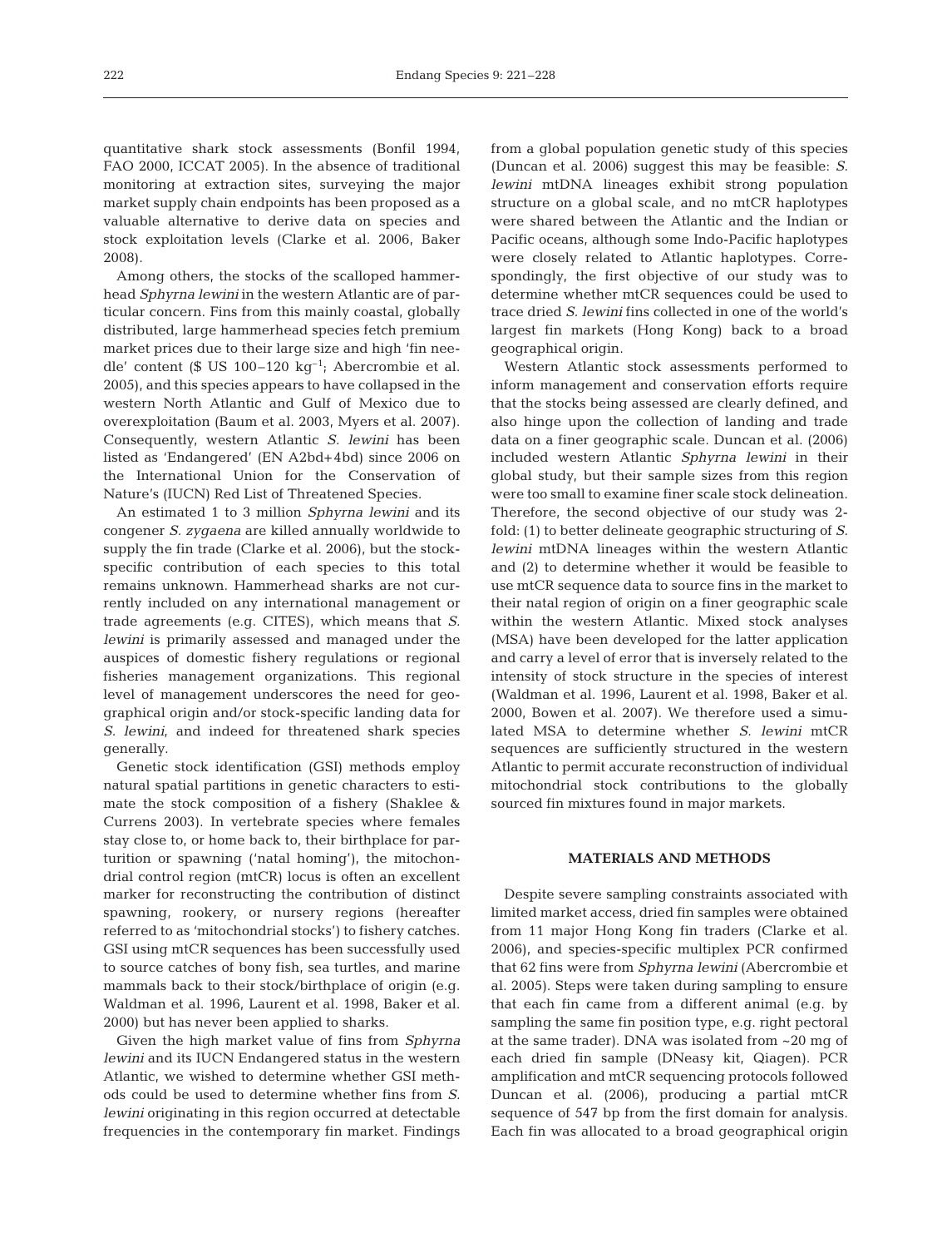quantitative shark stock assessments (Bonfil 1994, FAO 2000, ICCAT 2005). In the absence of traditional monitoring at extraction sites, surveying the major market supply chain endpoints has been proposed as a valuable alternative to derive data on species and stock exploitation levels (Clarke et al. 2006, Baker 2008).

Among others, the stocks of the scalloped hammerhead *Sphyrna lewini* in the western Atlantic are of particular concern. Fins from this mainly coastal, globally distributed, large hammerhead species fetch premium market prices due to their large size and high 'fin needle' content (\$ US 100–120 $kg^{-1}$; Abercrombie et al. 2005), and this species appears to have collapsed in the western North Atlantic and Gulf of Mexico due to overexploitation (Baum et al. 2003, Myers et al. 2007). Consequently, western Atlantic *S. lewini* has been listed as 'Endangered' (EN A2bd+4bd) since 2006 on the International Union for the Conservation of Nature's (IUCN) Red List of Threatened Species.

An estimated 1 to 3 million *Sphyrna lewini* and its congener *S. zygaena* are killed annually worldwide to supply the fin trade (Clarke et al. 2006), but the stock-specific contribution of each species to this total remains unknown. Hammerhead sharks are not currently included on any international management or trade agreements (e.g. CITES), which means that *S. lewini* is primarily assessed and managed under the auspices of domestic fishery regulations or regional fisheries management organizations. This regional level of management underscores the need for geographical origin and/or stock-specific landing data for *S. lewini*, and indeed for threatened shark species generally.

Genetic stock identification (GSI) methods employ natural spatial partitions in genetic characters to estimate the stock composition of a fishery (Shaklee & Currens 2003). In vertebrate species where females stay close to, or home back to, their birthplace for parturition or spawning ('natal homing'), the mitochondrial control region (mtCR) locus is often an excellent marker for reconstructing the contribution of distinct spawning, rookery, or nursery regions (hereafter referred to as 'mitochondrial stocks') to fishery catches. GSI using mtCR sequences has been successfully used to source catches of bony fish, sea turtles, and marine mammals back to their stock/birthplace of origin (e.g. Waldman et al. 1996, Laurent et al. 1998, Baker et al. 2000) but has never been applied to sharks.

Given the high market value of fins from *Sphyrna lewini* and its IUCN Endangered status in the western Atlantic, we wished to determine whether GSI methods could be used to determine whether fins from *S. lewini* originating in this region occurred at detectable frequencies in the contemporary fin market. Findings from a global population genetic study of this species (Duncan et al. 2006) suggest this may be feasible: *S. lewini* mtDNA lineages exhibit strong population structure on a global scale, and no mtCR haplotypes were shared between the Atlantic and the Indian or Pacific oceans, although some Indo-Pacific haplotypes were closely related to Atlantic haplotypes. Correspondingly, the first objective of our study was to determine whether mtCR sequences could be used to trace dried *S. lewini* fins collected in one of the world's largest fin markets (Hong Kong) back to a broad geographical origin.

Western Atlantic stock assessments performed to inform management and conservation efforts require that the stocks being assessed are clearly defined, and also hinge upon the collection of landing and trade data on a finer geographic scale. Duncan et al. (2006) included western Atlantic *Sphyrna lewini* in their global study, but their sample sizes from this region were too small to examine finer scale stock delineation. Therefore, the second objective of our study was 2-fold: (1) to better delineate geographic structuring of *S. lewini* mtDNA lineages within the western Atlantic and (2) to determine whether it would be feasible to use mtCR sequence data to source fins in the market to their natal region of origin on a finer geographic scale within the western Atlantic. Mixed stock analyses (MSA) have been developed for the latter application and carry a level of error that is inversely related to the intensity of stock structure in the species of interest (Waldman et al. 1996, Laurent et al. 1998, Baker et al. 2000, Bowen et al. 2007). We therefore used a simulated MSA to determine whether *S. lewini* mtCR sequences are sufficiently structured in the western Atlantic to permit accurate reconstruction of individual mitochondrial stock contributions to the globally sourced fin mixtures found in major markets.

## MATERIALS AND METHODS

Despite severe sampling constraints associated with limited market access, dried fin samples were obtained from 11 major Hong Kong fin traders (Clarke et al. 2006), and species-specific multiplex PCR confirmed that 62 fins were from *Sphyrna lewini* (Abercrombie et al. 2005). Steps were taken during sampling to ensure that each fin came from a different animal (e.g. by sampling the same fin position type, e.g. right pectoral at the same trader). DNA was isolated from ~20 mg of each dried fin sample (DNeasy kit, Qiagen). PCR amplification and mtCR sequencing protocols followed Duncan et al. (2006), producing a partial mtCR sequence of 547 bp from the first domain for analysis. Each fin was allocated to a broad geographical origin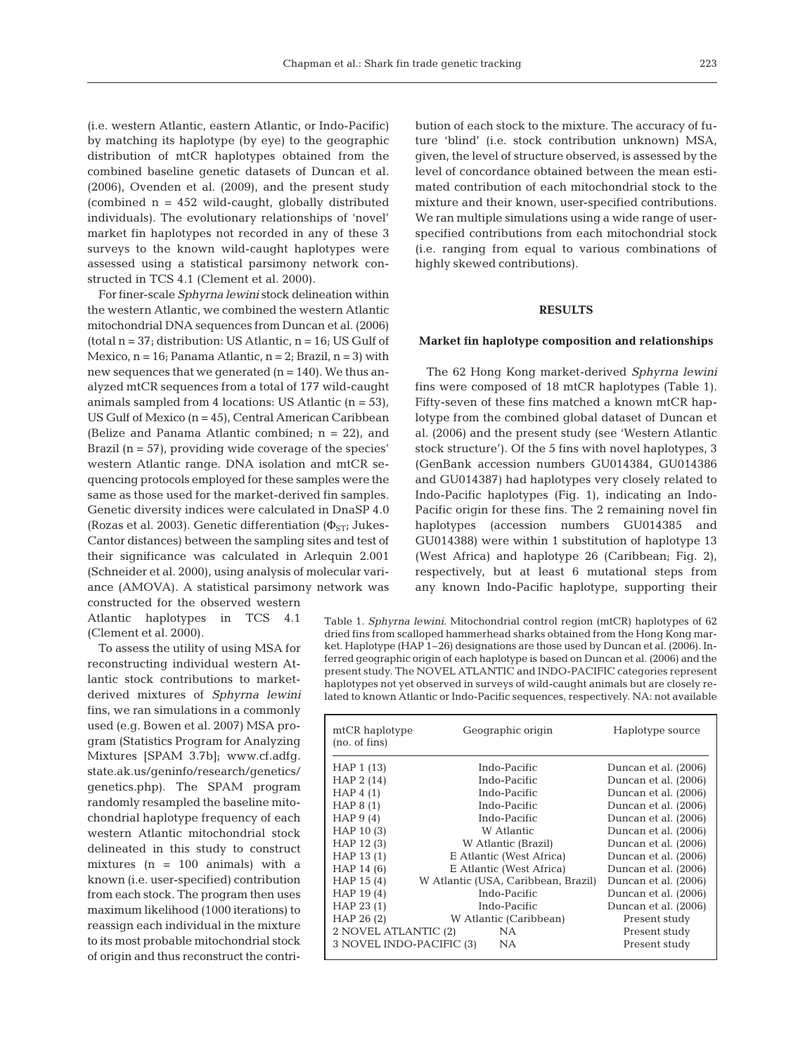(i.e. western Atlantic, eastern Atlantic, or Indo-Pacific) by matching its haplotype (by eye) to the geographic distribution of mtCR haplotypes obtained from the combined baseline genetic datasets of Duncan et al. (2006), Ovenden et al. (2009), and the present study (combined n = 452 wild-caught, globally distributed individuals). The evolutionary relationships of 'novel' market fin haplotypes not recorded in any of these 3 surveys to the known wild-caught haplotypes were assessed using a statistical parsimony network constructed in TCS 4.1 (Clement et al. 2000).

For finer-scale *Sphyrna lewini* stock delineation within the western Atlantic, we combined the western Atlantic mitochondrial DNA sequences from Duncan et al. (2006) (total n = 37; distribution: US Atlantic, n = 16; US Gulf of Mexico, n = 16; Panama Atlantic, n = 2; Brazil, n = 3) with new sequences that we generated (n = 140). We thus analyzed mtCR sequences from a total of 177 wild-caught animals sampled from 4 locations: US Atlantic (n = 53), US Gulf of Mexico (n = 45), Central American Caribbean (Belize and Panama Atlantic combined; n = 22), and Brazil (n = 57), providing wide coverage of the species' western Atlantic range. DNA isolation and mtCR sequencing protocols employed for these samples were the same as those used for the market-derived fin samples. Genetic diversity indices were calculated in DnaSP 4.0 (Rozas et al. 2003). Genetic differentiation ($\Phi_{ST}$; Jukes-Cantor distances) between the sampling sites and test of their significance was calculated in Arlequin 2.001 (Schneider et al. 2000), using analysis of molecular variance (AMOVA). A statistical parsimony network was constructed for the observed western Atlantic haplotypes in TCS 4.1 (Clement et al. 2000).

To assess the utility of using MSA for reconstructing individual western Atlantic stock contributions to market-derived mixtures of *Sphyrna lewini* fins, we ran simulations in a commonly used (e.g. Bowen et al. 2007) MSA program (Statistics Program for Analyzing Mixtures [SPAM 3.7b]; www.cf.adfg.state.ak.us/geninfo/research/genetics/genetics.php). The SPAM program randomly resampled the baseline mitochondrial haplotype frequency of each western Atlantic mitochondrial stock delineated in this study to construct mixtures (n = 100 animals) with a known (i.e. user-specified) contribution from each stock. The program then uses maximum likelihood (1000 iterations) to reassign each individual in the mixture to its most probable mitochondrial stock of origin and thus reconstruct the contribution of each stock to the mixture. The accuracy of future 'blind' (i.e. stock contribution unknown) MSA, given the level of structure observed, is assessed by the level of concordance obtained between the mean estimated contribution of each mitochondrial stock to the mixture and their known, user-specified contributions. We ran multiple simulations using a wide range of user-specified contributions from each mitochondrial stock (i.e. ranging from equal to various combinations of highly skewed contributions).

## RESULTS

### Market fin haplotype composition and relationships

The 62 Hong Kong market-derived *Sphyrna lewini* fins were composed of 18 mtCR haplotypes (Table 1). Fifty-seven of these fins matched a known mtCR haplotype from the combined global dataset of Duncan et al. (2006) and the present study (see 'Western Atlantic stock structure'). Of the 5 fins with novel haplotypes, 3 (GenBank accession numbers GU014384, GU014386 and GU014387) had haplotypes very closely related to Indo-Pacific haplotypes (Fig. 1), indicating an Indo-Pacific origin for these fins. The 2 remaining novel fin haplotypes (accession numbers GU014385 and GU014388) were within 1 substitution of haplotype 13 (West Africa) and haplotype 26 (Caribbean; Fig. 2), respectively, but at least 6 mutational steps from any known Indo-Pacific haplotype, supporting their

Table 1. *Sphyrna lewini.* Mitochondrial control region (mtCR) haplotypes of 62 dried fins from scalloped hammerhead sharks obtained from the Hong Kong market. Haplotype (HAP 1–26) designations are those used by Duncan et al. (2006). Inferred geographic origin of each haplotype is based on Duncan et al. (2006) and the present study. The NOVEL ATLANTIC and INDO-PACIFIC categories represent haplotypes not yet observed in surveys of wild-caught animals but are closely related to known Atlantic or Indo-Pacific sequences, respectively. NA: not available

| mtCR haplotype (no. of fins) | Geographic origin | Haplotype source |
|---|---|---|
| HAP 1 (13) | Indo-Pacific | Duncan et al. (2006) |
| HAP 2 (14) | Indo-Pacific | Duncan et al. (2006) |
| HAP 4 (1) | Indo-Pacific | Duncan et al. (2006) |
| HAP 8 (1) | Indo-Pacific | Duncan et al. (2006) |
| HAP 9 (4) | Indo-Pacific | Duncan et al. (2006) |
| HAP 10 (3) | W Atlantic | Duncan et al. (2006) |
| HAP 12 (3) | W Atlantic (Brazil) | Duncan et al. (2006) |
| HAP 13 (1) | E Atlantic (West Africa) | Duncan et al. (2006) |
| HAP 14 (6) | E Atlantic (West Africa) | Duncan et al. (2006) |
| HAP 15 (4) | W Atlantic (USA, Caribbean, Brazil) | Duncan et al. (2006) |
| HAP 19 (4) | Indo-Pacific | Duncan et al. (2006) |
| HAP 23 (1) | Indo-Pacific | Duncan et al. (2006) |
| HAP 26 (2) | W Atlantic (Caribbean) | Present study |
| 2 NOVEL ATLANTIC (2) | NA | Present study |
| 3 NOVEL INDO-PACIFIC (3) | NA | Present study |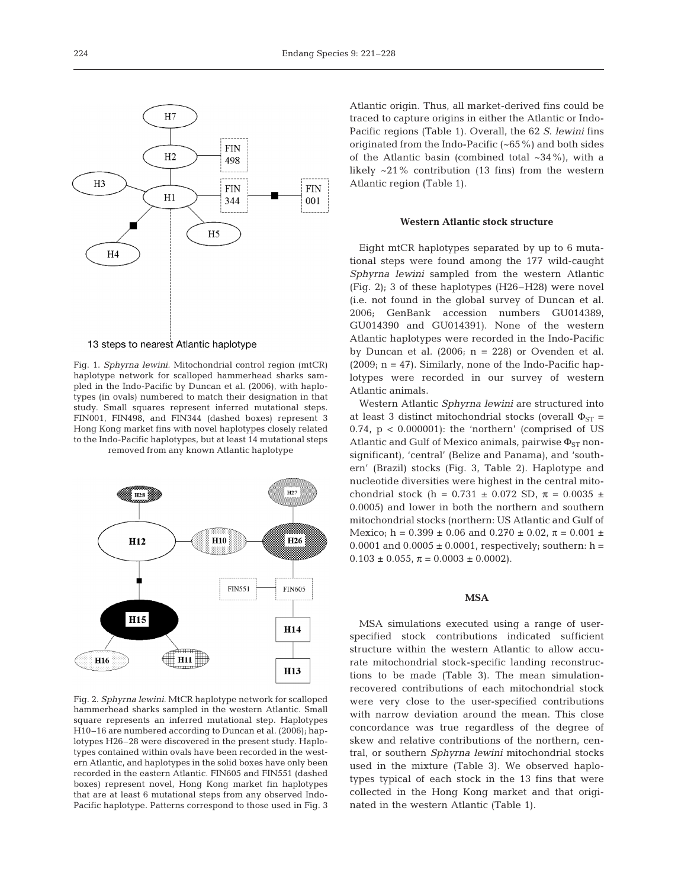Fig. 1. *Sphyrna lewini*. Mitochondrial control region (mtCR) haplotype network for scalloped hammerhead sharks sampled in the Indo-Pacific by Duncan et al. (2006), with haplotypes (in ovals) numbered to match their designation in that study. Small squares represent inferred mutational steps. FIN001, FIN498, and FIN344 (dashed boxes) represent 3 Hong Kong market fins with novel haplotypes closely related to the Indo-Pacific haplotypes, but at least 14 mutational steps removed from any known Atlantic haplotype

Fig. 2. *Sphyrna lewini*. MtCR haplotype network for scalloped hammerhead sharks sampled in the western Atlantic. Small square represents an inferred mutational step. Haplotypes H10–16 are numbered according to Duncan et al. (2006); haplotypes H26–28 were discovered in the present study. Haplotypes contained within ovals have been recorded in the western Atlantic, and haplotypes in the solid boxes have only been recorded in the eastern Atlantic. FIN605 and FIN551 (dashed boxes) represent novel, Hong Kong market fin haplotypes that are at least 6 mutational steps from any observed Indo-Pacific haplotype. Patterns correspond to those used in Fig. 3

Atlantic origin. Thus, all market-derived fins could be traced to capture origins in either the Atlantic or Indo-Pacific regions (Table 1). Overall, the 62 *S. lewini* fins originated from the Indo-Pacific (~65%) and both sides of the Atlantic basin (combined total ~34%), with a likely ~21% contribution (13 fins) from the western Atlantic region (Table 1).

### Western Atlantic stock structure

Eight mtCR haplotypes separated by up to 6 mutational steps were found among the 177 wild-caught *Sphyrna lewini* sampled from the western Atlantic (Fig. 2); 3 of these haplotypes (H26–H28) were novel (i.e. not found in the global survey of Duncan et al. 2006; GenBank accession numbers GU014389, GU014390 and GU014391). None of the western Atlantic haplotypes were recorded in the Indo-Pacific by Duncan et al. (2006; n = 228) or Ovenden et al. (2009; n = 47). Similarly, none of the Indo-Pacific haplotypes were recorded in our survey of western Atlantic animals.

Western Atlantic *Sphyrna lewini* are structured into at least 3 distinct mitochondrial stocks (overall $\Phi_{ST}$ = 0.74, $p < 0.000001$): the 'northern' (comprised of US Atlantic and Gulf of Mexico animals, pairwise $\Phi_{ST}$ non-significant), 'central' (Belize and Panama), and 'southern' (Brazil) stocks (Fig. 3, Table 2). Haplotype and nucleotide diversities were highest in the central mitochondrial stock (h = 0.731 ± 0.072 SD, $\pi$ = 0.0035 ± 0.0005) and lower in both the northern and southern mitochondrial stocks (northern: US Atlantic and Gulf of Mexico; h = 0.399 ± 0.06 and 0.270 ± 0.02, $\pi$ = 0.001 ± 0.0001 and 0.0005 ± 0.0001, respectively; southern: h = 0.103 ± 0.055, $\pi$ = 0.0003 ± 0.0002).

### MSA

MSA simulations executed using a range of user-specified stock contributions indicated sufficient structure within the western Atlantic to allow accurate mitochondrial stock-specific landing reconstructions to be made (Table 3). The mean simulation-recovered contributions of each mitochondrial stock were very close to the user-specified contributions with narrow deviation around the mean. This close concordance was true regardless of the degree of skew and relative contributions of the northern, central, or southern *Sphyrna lewini* mitochondrial stocks used in the mixture (Table 3). We observed haplotypes typical of each stock in the 13 fins that were collected in the Hong Kong market and that originated in the western Atlantic (Table 1).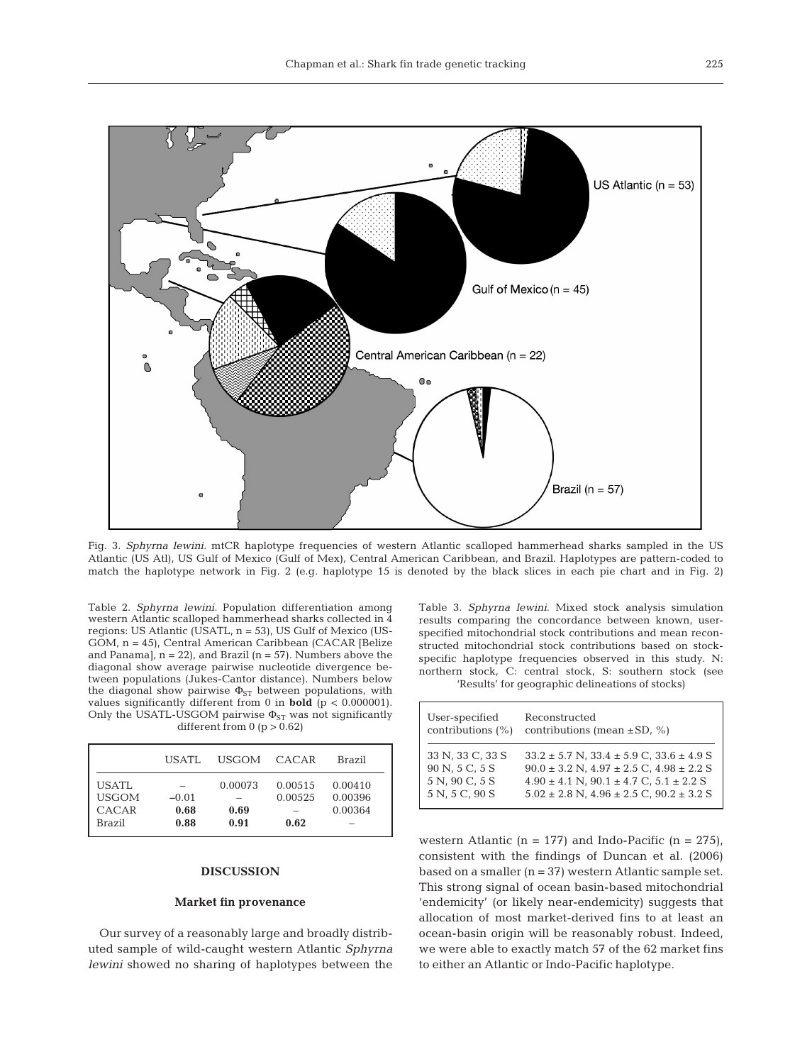Fig. 3. *Sphyrna lewini*. mtCR haplotype frequencies of western Atlantic scalloped hammerhead sharks sampled in the US Atlantic (US Atl), US Gulf of Mexico (Gulf of Mex), Central American Caribbean, and Brazil. Haplotypes are pattern-coded to match the haplotype network in Fig. 2 (e.g. haplotype 15 is denoted by the black slices in each pie chart and in Fig. 2)

Table 2. *Sphyrna lewini*. Population differentiation among western Atlantic scalloped hammerhead sharks collected in 4 regions: US Atlantic (USATL, n = 53), US Gulf of Mexico (USGOM, n = 45), Central American Caribbean (CACAR [Belize and Panama], n = 22), and Brazil (n = 57). Numbers above the diagonal show average pairwise nucleotide divergence between populations (Jukes-Cantor distance). Numbers below the diagonal show pairwise $\Phi_{ST}$ between populations, with values significantly different from 0 in **bold** ($p < 0.000001$). Only the USATL-USGOM pairwise $\Phi_{ST}$ was not significantly different from 0 ($p > 0.62$)

| | USATL | USGOM | CACAR | Brazil |
|---|---|---|---|---|
| USATL | – | 0.00073 | 0.00515 | 0.00410 |
| USGOM | –0.01 | – | 0.00525 | 0.00396 |
| CACAR | **0.68** | **0.69** | – | 0.00364 |
| Brazil | **0.88** | **0.91** | **0.62** | – |

Table 3. *Sphyrna lewini*. Mixed stock analysis simulation results comparing the concordance between known, user-specified mitochondrial stock contributions and mean reconstructed mitochondrial stock contributions based on stock-specific haplotype frequencies observed in this study. N: northern stock, C: central stock, S: southern stock (see 'Results' for geographic delineations of stocks)

| User-specified contributions (%) | Reconstructed contributions (mean ±SD, %) |
|---|---|
| 33 N, 33 C, 33 S | 33.2 ± 5.7 N, 33.4 ± 5.9 C, 33.6 ± 4.9 S |
| 90 N, 5 C, 5 S | 90.0 ± 3.2 N, 4.97 ± 2.5 C, 4.98 ± 2.2 S |
| 5 N, 90 C, 5 S | 4.90 ± 4.1 N, 90.1 ± 4.7 C, 5.1 ± 2.2 S |
| 5 N, 5 C, 90 S | 5.02 ± 2.8 N, 4.96 ± 2.5 C, 90.2 ± 3.2 S |

## DISCUSSION

### Market fin provenance

Our survey of a reasonably large and broadly distributed sample of wild-caught western Atlantic *Sphyrna lewini* showed no sharing of haplotypes between the western Atlantic (n = 177) and Indo-Pacific (n = 275), consistent with the findings of Duncan et al. (2006) based on a smaller (n = 37) western Atlantic sample set. This strong signal of ocean basin-based mitochondrial 'endemicity' (or likely near-endemicity) suggests that allocation of most market-derived fins to at least an ocean-basin origin will be reasonably robust. Indeed, we were able to exactly match 57 of the 62 market fins to either an Atlantic or Indo-Pacific haplotype.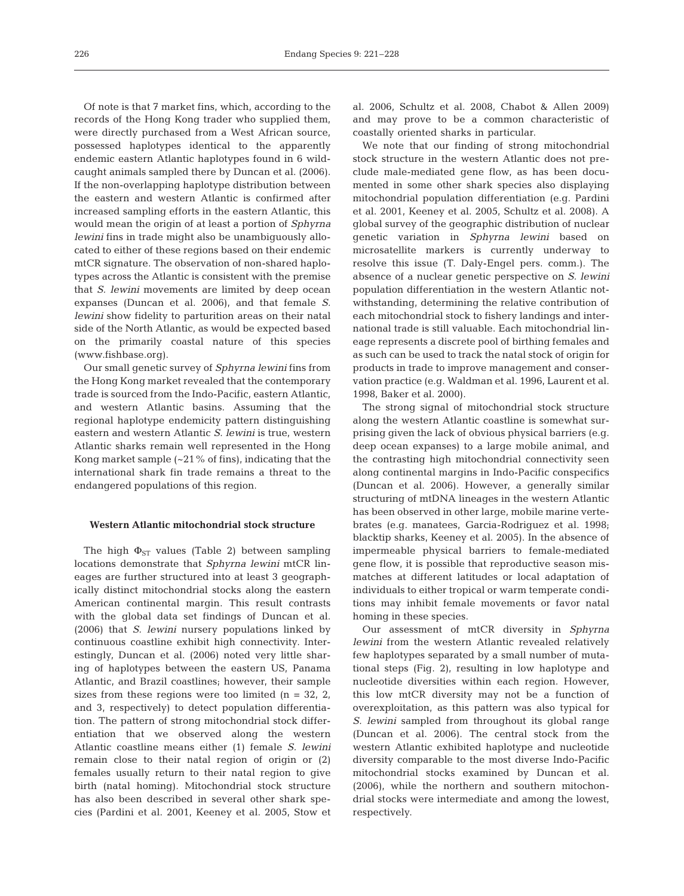Of note is that 7 market fins, which, according to the records of the Hong Kong trader who supplied them, were directly purchased from a West African source, possessed haplotypes identical to the apparently endemic eastern Atlantic haplotypes found in 6 wild-caught animals sampled there by Duncan et al. (2006). If the non-overlapping haplotype distribution between the eastern and western Atlantic is confirmed after increased sampling efforts in the eastern Atlantic, this would mean the origin of at least a portion of *Sphyrna lewini* fins in trade might also be unambiguously allocated to either of these regions based on their endemic mtCR signature. The observation of non-shared haplotypes across the Atlantic is consistent with the premise that *S. lewini* movements are limited by deep ocean expanses (Duncan et al. 2006), and that female *S. lewini* show fidelity to parturition areas on their natal side of the North Atlantic, as would be expected based on the primarily coastal nature of this species (www.fishbase.org).

Our small genetic survey of *Sphyrna lewini* fins from the Hong Kong market revealed that the contemporary trade is sourced from the Indo-Pacific, eastern Atlantic, and western Atlantic basins. Assuming that the regional haplotype endemicity pattern distinguishing eastern and western Atlantic *S. lewini* is true, western Atlantic sharks remain well represented in the Hong Kong market sample (~21% of fins), indicating that the international shark fin trade remains a threat to the endangered populations of this region.

### Western Atlantic mitochondrial stock structure

The high $\Phi_{ST}$ values (Table 2) between sampling locations demonstrate that *Sphyrna lewini* mtCR lineages are further structured into at least 3 geographically distinct mitochondrial stocks along the eastern American continental margin. This result contrasts with the global data set findings of Duncan et al. (2006) that *S. lewini* nursery populations linked by continuous coastline exhibit high connectivity. Interestingly, Duncan et al. (2006) noted very little sharing of haplotypes between the eastern US, Panama Atlantic, and Brazil coastlines; however, their sample sizes from these regions were too limited (n = 32, 2, and 3, respectively) to detect population differentiation. The pattern of strong mitochondrial stock differentiation that we observed along the western Atlantic coastline means either (1) female *S. lewini* remain close to their natal region of origin or (2) females usually return to their natal region to give birth (natal homing). Mitochondrial stock structure has also been described in several other shark species (Pardini et al. 2001, Keeney et al. 2005, Stow et al. 2006, Schultz et al. 2008, Chabot & Allen 2009) and may prove to be a common characteristic of coastally oriented sharks in particular.

We note that our finding of strong mitochondrial stock structure in the western Atlantic does not preclude male-mediated gene flow, as has been documented in some other shark species also displaying mitochondrial population differentiation (e.g. Pardini et al. 2001, Keeney et al. 2005, Schultz et al. 2008). A global survey of the geographic distribution of nuclear genetic variation in *Sphyrna lewini* based on microsatellite markers is currently underway to resolve this issue (T. Daly-Engel pers. comm.). The absence of a nuclear genetic perspective on *S. lewini* population differentiation in the western Atlantic notwithstanding, determining the relative contribution of each mitochondrial stock to fishery landings and international trade is still valuable. Each mitochondrial lineage represents a discrete pool of birthing females and as such can be used to track the natal stock of origin for products in trade to improve management and conservation practice (e.g. Waldman et al. 1996, Laurent et al. 1998, Baker et al. 2000).

The strong signal of mitochondrial stock structure along the western Atlantic coastline is somewhat surprising given the lack of obvious physical barriers (e.g. deep ocean expanses) to a large mobile animal, and the contrasting high mitochondrial connectivity seen along continental margins in Indo-Pacific conspecifics (Duncan et al. 2006). However, a generally similar structuring of mtDNA lineages in the western Atlantic has been observed in other large, mobile marine vertebrates (e.g. manatees, Garcia-Rodriguez et al. 1998; blacktip sharks, Keeney et al. 2005). In the absence of impermeable physical barriers to female-mediated gene flow, it is possible that reproductive season mismatches at different latitudes or local adaptation of individuals to either tropical or warm temperate conditions may inhibit female movements or favor natal homing in these species.

Our assessment of mtCR diversity in *Sphyrna lewini* from the western Atlantic revealed relatively few haplotypes separated by a small number of mutational steps (Fig. 2), resulting in low haplotype and nucleotide diversities within each region. However, this low mtCR diversity may not be a function of overexploitation, as this pattern was also typical for *S. lewini* sampled from throughout its global range (Duncan et al. 2006). The central stock from the western Atlantic exhibited haplotype and nucleotide diversity comparable to the most diverse Indo-Pacific mitochondrial stocks examined by Duncan et al. (2006), while the northern and southern mitochondrial stocks were intermediate and among the lowest, respectively.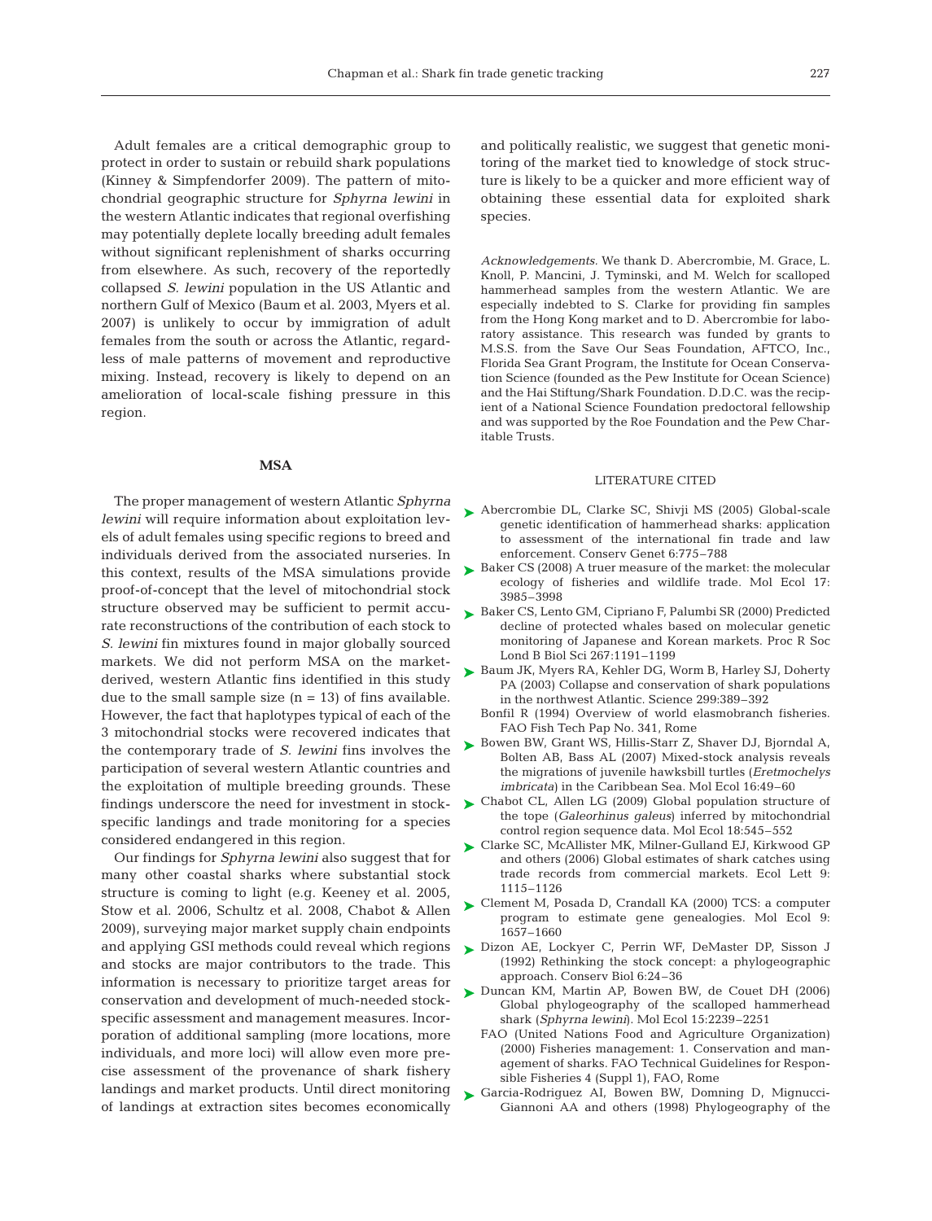Adult females are a critical demographic group to protect in order to sustain or rebuild shark populations (Kinney & Simpfendorfer 2009). The pattern of mitochondrial geographic structure for *Sphyrna lewini* in the western Atlantic indicates that regional overfishing may potentially deplete locally breeding adult females without significant replenishment of sharks occurring from elsewhere. As such, recovery of the reportedly collapsed *S. lewini* population in the US Atlantic and northern Gulf of Mexico (Baum et al. 2003, Myers et al. 2007) is unlikely to occur by immigration of adult females from the south or across the Atlantic, regardless of male patterns of movement and reproductive mixing. Instead, recovery is likely to depend on an amelioration of local-scale fishing pressure in this region.

## MSA

The proper management of western Atlantic *Sphyrna lewini* will require information about exploitation levels of adult females using specific regions to breed and individuals derived from the associated nurseries. In this context, results of the MSA simulations provide proof-of-concept that the level of mitochondrial stock structure observed may be sufficient to permit accurate reconstructions of the contribution of each stock to *S. lewini* fin mixtures found in major globally sourced markets. We did not perform MSA on the market-derived, western Atlantic fins identified in this study due to the small sample size (n = 13) of fins available. However, the fact that haplotypes typical of each of the 3 mitochondrial stocks were recovered indicates that the contemporary trade of *S. lewini* fins involves the participation of several western Atlantic countries and the exploitation of multiple breeding grounds. These findings underscore the need for investment in stock-specific landings and trade monitoring for a species considered endangered in this region.

Our findings for *Sphyrna lewini* also suggest that for many other coastal sharks where substantial stock structure is coming to light (e.g. Keeney et al. 2005, Stow et al. 2006, Schultz et al. 2008, Chabot & Allen 2009), surveying major market supply chain endpoints and applying GSI methods could reveal which regions and stocks are major contributors to the trade. This information is necessary to prioritize target areas for conservation and development of much-needed stock-specific assessment and management measures. Incorporation of additional sampling (more locations, more individuals, and more loci) will allow even more precise assessment of the provenance of shark fishery landings and market products. Until direct monitoring of landings at extraction sites becomes economically and politically realistic, we suggest that genetic monitoring of the market tied to knowledge of stock structure is likely to be a quicker and more efficient way of obtaining these essential data for exploited shark species.

*Acknowledgements.* We thank D. Abercrombie, M. Grace, L. Knoll, P. Mancini, J. Tyminski, and M. Welch for scalloped hammerhead samples from the western Atlantic. We are especially indebted to S. Clarke for providing fin samples from the Hong Kong market and to D. Abercrombie for laboratory assistance. This research was funded by grants to M.S.S. from the Save Our Seas Foundation, AFTCO, Inc., Florida Sea Grant Program, the Institute for Ocean Conservation Science (founded as the Pew Institute for Ocean Science) and the Hai Stiftung/Shark Foundation. D.D.C. was the recipient of a National Science Foundation predoctoral fellowship and was supported by the Roe Foundation and the Pew Charitable Trusts.

## LITERATURE CITED

- Abercrombie DL, Clarke SC, Shivji MS (2005) Global-scale genetic identification of hammerhead sharks: application to assessment of the international fin trade and law enforcement. Conserv Genet 6:775–788
- Baker CS (2008) A truer measure of the market: the molecular ecology of fisheries and wildlife trade. Mol Ecol 17: 3985–3998
- Baker CS, Lento GM, Cipriano F, Palumbi SR (2000) Predicted decline of protected whales based on molecular genetic monitoring of Japanese and Korean markets. Proc R Soc Lond B Biol Sci 267:1191–1199
- Baum JK, Myers RA, Kehler DG, Worm B, Harley SJ, Doherty PA (2003) Collapse and conservation of shark populations in the northwest Atlantic. Science 299:389–392
- Bonfil R (1994) Overview of world elasmobranch fisheries. FAO Fish Tech Pap No. 341, Rome
- Bowen BW, Grant WS, Hillis-Starr Z, Shaver DJ, Bjorndal A, Bolten AB, Bass AL (2007) Mixed-stock analysis reveals the migrations of juvenile hawksbill turtles (*Eretmochelys imbricata*) in the Caribbean Sea. Mol Ecol 16:49–60
- Chabot CL, Allen LG (2009) Global population structure of the tope (*Galeorhinus galeus*) inferred by mitochondrial control region sequence data. Mol Ecol 18:545–552
- Clarke SC, McAllister MK, Milner-Gulland EJ, Kirkwood GP and others (2006) Global estimates of shark catches using trade records from commercial markets. Ecol Lett 9: 1115–1126
- Clement M, Posada D, Crandall KA (2000) TCS: a computer program to estimate gene genealogies. Mol Ecol 9: 1657–1660
- Dizon AE, Lockyer C, Perrin WF, DeMaster DP, Sisson J (1992) Rethinking the stock concept: a phylogeographic approach. Conserv Biol 6:24–36
- Duncan KM, Martin AP, Bowen BW, de Couet DH (2006) Global phylogeography of the scalloped hammerhead shark (*Sphyrna lewini*). Mol Ecol 15:2239–2251
- FAO (United Nations Food and Agriculture Organization) (2000) Fisheries management: 1. Conservation and management of sharks. FAO Technical Guidelines for Responsible Fisheries 4 (Suppl 1), FAO, Rome
- Garcia-Rodriguez AI, Bowen BW, Domning D, Mignucci-Giannoni AA and others (1998) Phylogeography of the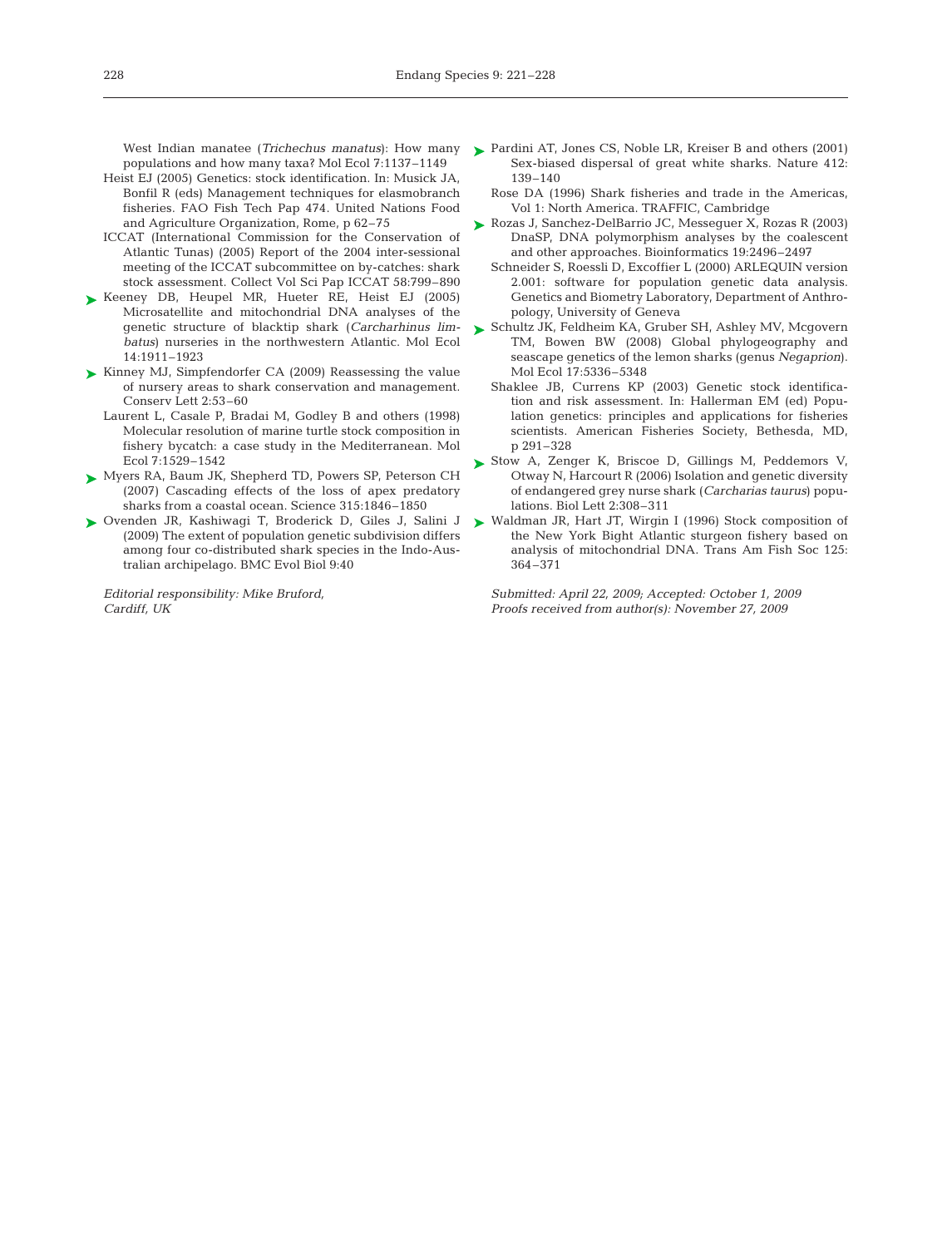West Indian manatee (*Trichechus manatus*): How many populations and how many taxa? Mol Ecol 7:1137–1149

Heist EJ (2005) Genetics: stock identification. In: Musick JA, Bonfil R (eds) Management techniques for elasmobranch fisheries. FAO Fish Tech Pap 474. United Nations Food and Agriculture Organization, Rome, p 62–75

ICCAT (International Commission for the Conservation of Atlantic Tunas) (2005) Report of the 2004 inter-sessional meeting of the ICCAT subcommittee on by-catches: shark stock assessment. Collect Vol Sci Pap ICCAT 58:799–890

Keeney DB, Heupel MR, Hueter RE, Heist EJ (2005) Microsatellite and mitochondrial DNA analyses of the genetic structure of blacktip shark (*Carcharhinus limbatus*) nurseries in the northwestern Atlantic. Mol Ecol 14:1911–1923

Kinney MJ, Simpfendorfer CA (2009) Reassessing the value of nursery areas to shark conservation and management. Conserv Lett 2:53–60

Laurent L, Casale P, Bradai M, Godley B and others (1998) Molecular resolution of marine turtle stock composition in fishery bycatch: a case study in the Mediterranean. Mol Ecol 7:1529–1542

Myers RA, Baum JK, Shepherd TD, Powers SP, Peterson CH (2007) Cascading effects of the loss of apex predatory sharks from a coastal ocean. Science 315:1846–1850

Ovenden JR, Kashiwagi T, Broderick D, Giles J, Salini J (2009) The extent of population genetic subdivision differs among four co-distributed shark species in the Indo-Australian archipelago. BMC Evol Biol 9:40

Pardini AT, Jones CS, Noble LR, Kreiser B and others (2001) Sex-biased dispersal of great white sharks. Nature 412: 139–140

Rose DA (1996) Shark fisheries and trade in the Americas, Vol 1: North America. TRAFFIC, Cambridge

Rozas J, Sanchez-DelBarrio JC, Messeguer X, Rozas R (2003) DnaSP, DNA polymorphism analyses by the coalescent and other approaches. Bioinformatics 19:2496–2497

Schneider S, Roessli D, Excoffier L (2000) ARLEQUIN version 2.001: software for population genetic data analysis. Genetics and Biometry Laboratory, Department of Anthropology, University of Geneva

Schultz JK, Feldheim KA, Gruber SH, Ashley MV, Mcgovern TM, Bowen BW (2008) Global phylogeography and seascape genetics of the lemon sharks (genus *Negaprion*). Mol Ecol 17:5336–5348

Shaklee JB, Currens KP (2003) Genetic stock identification and risk assessment. In: Hallerman EM (ed) Population genetics: principles and applications for fisheries scientists. American Fisheries Society, Bethesda, MD, p 291–328

Stow A, Zenger K, Briscoe D, Gillings M, Peddemors V, Otway N, Harcourt R (2006) Isolation and genetic diversity of endangered grey nurse shark (*Carcharias taurus*) populations. Biol Lett 2:308–311

Waldman JR, Hart JT, Wirgin I (1996) Stock composition of the New York Bight Atlantic sturgeon fishery based on analysis of mitochondrial DNA. Trans Am Fish Soc 125: 364–371

*Editorial responsibility: Mike Bruford, Cardiff, UK*

*Submitted: April 22, 2009; Accepted: October 1, 2009*
*Proofs received from author(s): November 27, 2009*